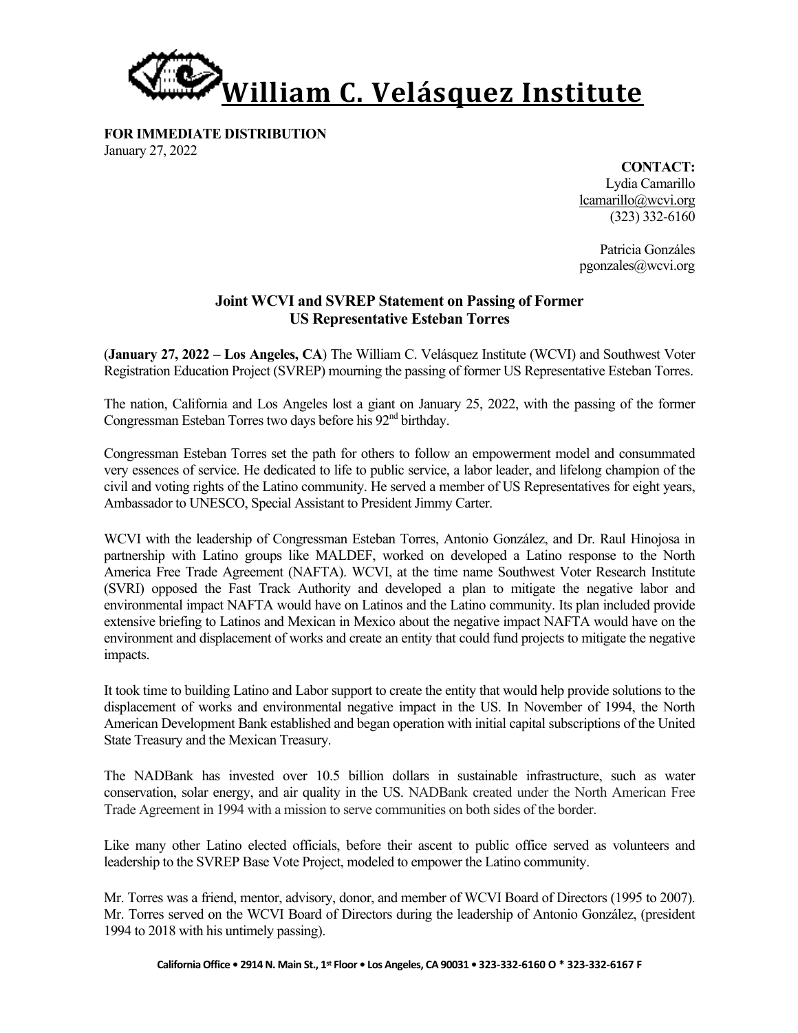# William C. Velásquez Institute

**FOR IMMEDIATE DISTRIBUTION**
January 27, 2022

**CONTACT:**
Lydia Camarillo
lcamarillo@wcvi.org
(323) 332-6160

Patricia Gonzáles
pgonzales@wcvi.org

## Joint WCVI and SVREP Statement on Passing of Former US Representative Esteban Torres

(**January 27, 2022 – Los Angeles, CA**) The William C. Velásquez Institute (WCVI) and Southwest Voter Registration Education Project (SVREP) mourning the passing of former US Representative Esteban Torres.

The nation, California and Los Angeles lost a giant on January 25, 2022, with the passing of the former Congressman Esteban Torres two days before his 92nd birthday.

Congressman Esteban Torres set the path for others to follow an empowerment model and consummated very essences of service. He dedicated to life to public service, a labor leader, and lifelong champion of the civil and voting rights of the Latino community. He served a member of US Representatives for eight years, Ambassador to UNESCO, Special Assistant to President Jimmy Carter.

WCVI with the leadership of Congressman Esteban Torres, Antonio González, and Dr. Raul Hinojosa in partnership with Latino groups like MALDEF, worked on developed a Latino response to the North America Free Trade Agreement (NAFTA). WCVI, at the time name Southwest Voter Research Institute (SVRI) opposed the Fast Track Authority and developed a plan to mitigate the negative labor and environmental impact NAFTA would have on Latinos and the Latino community. Its plan included provide extensive briefing to Latinos and Mexican in Mexico about the negative impact NAFTA would have on the environment and displacement of works and create an entity that could fund projects to mitigate the negative impacts.

It took time to building Latino and Labor support to create the entity that would help provide solutions to the displacement of works and environmental negative impact in the US. In November of 1994, the North American Development Bank established and began operation with initial capital subscriptions of the United State Treasury and the Mexican Treasury.

The NADBank has invested over 10.5 billion dollars in sustainable infrastructure, such as water conservation, solar energy, and air quality in the US. NADBank created under the North American Free Trade Agreement in 1994 with a mission to serve communities on both sides of the border.

Like many other Latino elected officials, before their ascent to public office served as volunteers and leadership to the SVREP Base Vote Project, modeled to empower the Latino community.

Mr. Torres was a friend, mentor, advisory, donor, and member of WCVI Board of Directors (1995 to 2007). Mr. Torres served on the WCVI Board of Directors during the leadership of Antonio González, (president 1994 to 2018 with his untimely passing).

**California Office • 2914 N. Main St., 1st Floor • Los Angeles, CA 90031 • 323-332-6160 O * 323-332-6167 F**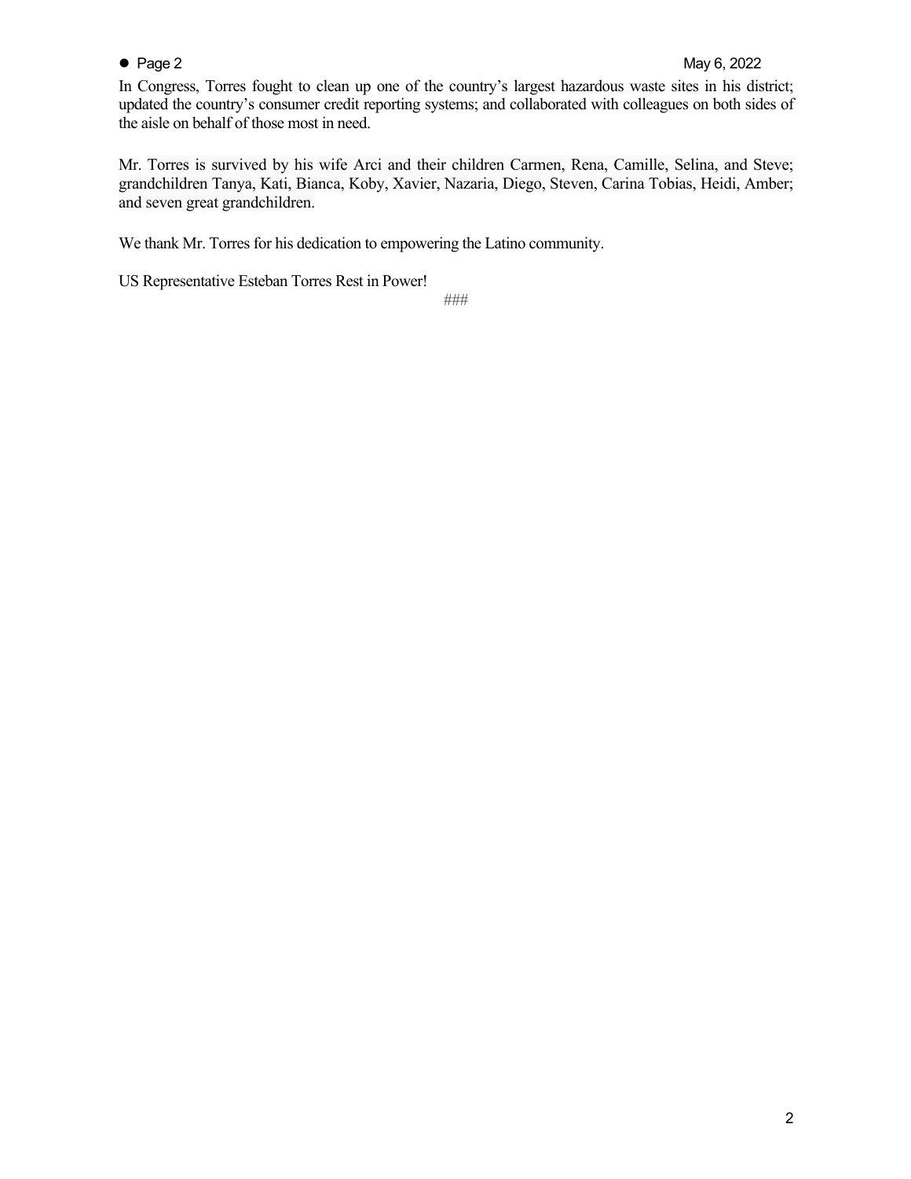In Congress, Torres fought to clean up one of the country's largest hazardous waste sites in his district; updated the country's consumer credit reporting systems; and collaborated with colleagues on both sides of the aisle on behalf of those most in need.

Mr. Torres is survived by his wife Arci and their children Carmen, Rena, Camille, Selina, and Steve; grandchildren Tanya, Kati, Bianca, Koby, Xavier, Nazaria, Diego, Steven, Carina Tobias, Heidi, Amber; and seven great grandchildren.

We thank Mr. Torres for his dedication to empowering the Latino community.

US Representative Esteban Torres Rest in Power!

###